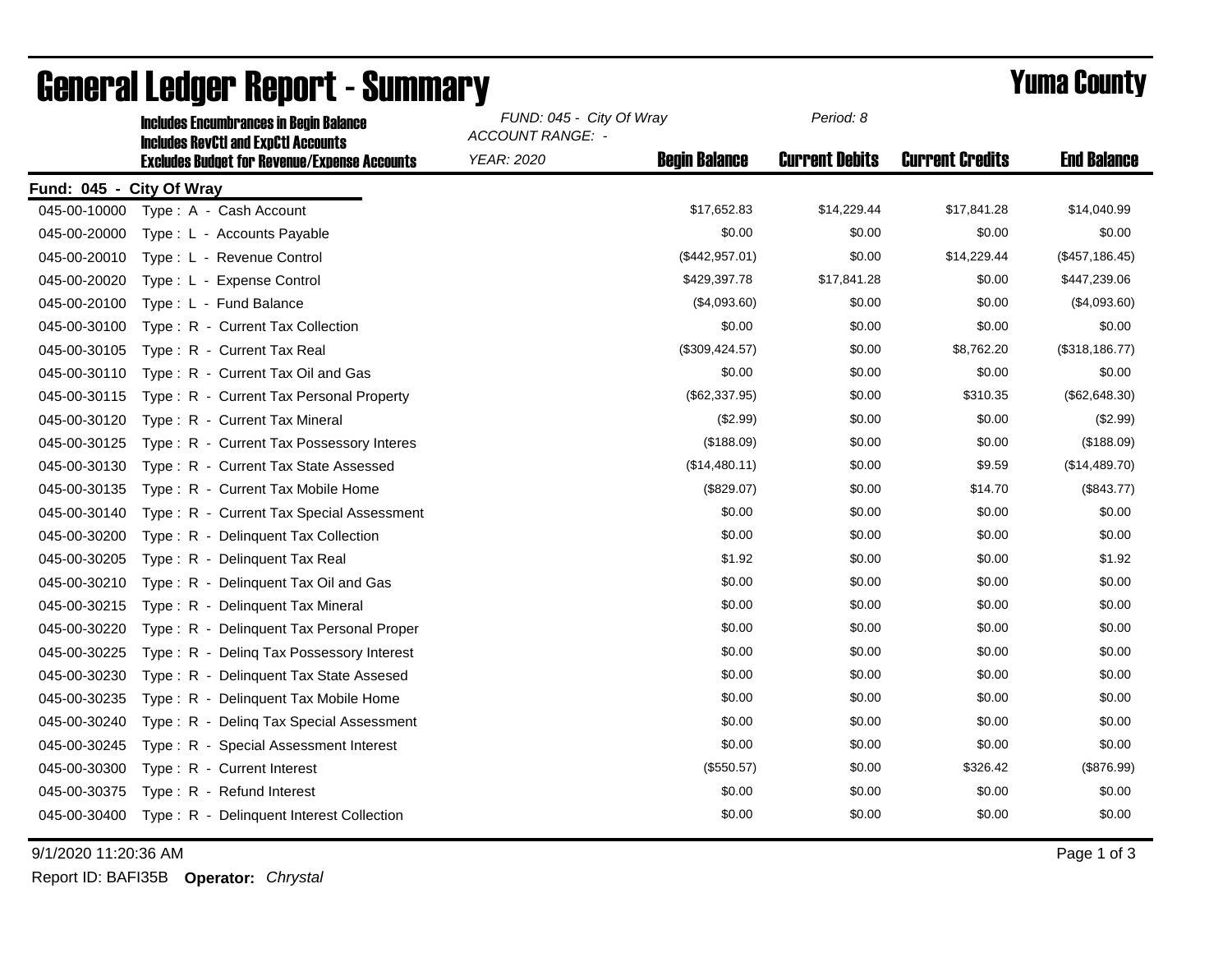# General Ledger Report - Summary

## Yuma County

**Includes Encumbrances in Begin Balance**
**Includes RevCtl and ExpCtl Accounts**
**Excludes Budget for Revenue/Expense Accounts**

*FUND: 045 - City Of Wray*
*ACCOUNT RANGE: -*
*YEAR: 2020*
*Period: 8*

| Account | Description | Begin Balance | Current Debits | Current Credits | End Balance |
|---|---|---|---|---|---|
| **Fund: 045 - City Of Wray** | | | | | |
| 045-00-10000 | Type : A - Cash Account | $17,652.83 | $14,229.44 | $17,841.28 | $14,040.99 |
| 045-00-20000 | Type : L - Accounts Payable | $0.00 | $0.00 | $0.00 | $0.00 |
| 045-00-20010 | Type : L - Revenue Control | ($442,957.01) | $0.00 | $14,229.44 | ($457,186.45) |
| 045-00-20020 | Type : L - Expense Control | $429,397.78 | $17,841.28 | $0.00 | $447,239.06 |
| 045-00-20100 | Type : L - Fund Balance | ($4,093.60) | $0.00 | $0.00 | ($4,093.60) |
| 045-00-30100 | Type : R - Current Tax Collection | $0.00 | $0.00 | $0.00 | $0.00 |
| 045-00-30105 | Type : R - Current Tax Real | ($309,424.57) | $0.00 | $8,762.20 | ($318,186.77) |
| 045-00-30110 | Type : R - Current Tax Oil and Gas | $0.00 | $0.00 | $0.00 | $0.00 |
| 045-00-30115 | Type : R - Current Tax Personal Property | ($62,337.95) | $0.00 | $310.35 | ($62,648.30) |
| 045-00-30120 | Type : R - Current Tax Mineral | ($2.99) | $0.00 | $0.00 | ($2.99) |
| 045-00-30125 | Type : R - Current Tax Possessory Interes | ($188.09) | $0.00 | $0.00 | ($188.09) |
| 045-00-30130 | Type : R - Current Tax State Assessed | ($14,480.11) | $0.00 | $9.59 | ($14,489.70) |
| 045-00-30135 | Type : R - Current Tax Mobile Home | ($829.07) | $0.00 | $14.70 | ($843.77) |
| 045-00-30140 | Type : R - Current Tax Special Assessment | $0.00 | $0.00 | $0.00 | $0.00 |
| 045-00-30200 | Type : R - Delinquent Tax Collection | $0.00 | $0.00 | $0.00 | $0.00 |
| 045-00-30205 | Type : R - Delinquent Tax Real | $1.92 | $0.00 | $0.00 | $1.92 |
| 045-00-30210 | Type : R - Delinquent Tax Oil and Gas | $0.00 | $0.00 | $0.00 | $0.00 |
| 045-00-30215 | Type : R - Delinquent Tax Mineral | $0.00 | $0.00 | $0.00 | $0.00 |
| 045-00-30220 | Type : R - Delinquent Tax Personal Proper | $0.00 | $0.00 | $0.00 | $0.00 |
| 045-00-30225 | Type : R - Delinq Tax Possessory Interest | $0.00 | $0.00 | $0.00 | $0.00 |
| 045-00-30230 | Type : R - Delinquent Tax State Assesed | $0.00 | $0.00 | $0.00 | $0.00 |
| 045-00-30235 | Type : R - Delinquent Tax Mobile Home | $0.00 | $0.00 | $0.00 | $0.00 |
| 045-00-30240 | Type : R - Delinq Tax Special Assessment | $0.00 | $0.00 | $0.00 | $0.00 |
| 045-00-30245 | Type : R - Special Assessment Interest | $0.00 | $0.00 | $0.00 | $0.00 |
| 045-00-30300 | Type : R - Current Interest | ($550.57) | $0.00 | $326.42 | ($876.99) |
| 045-00-30375 | Type : R - Refund Interest | $0.00 | $0.00 | $0.00 | $0.00 |
| 045-00-30400 | Type : R - Delinquent Interest Collection | $0.00 | $0.00 | $0.00 | $0.00 |

9/1/2020 11:20:36 AM

Report ID: BAFI35B **Operator:** *Chrystal*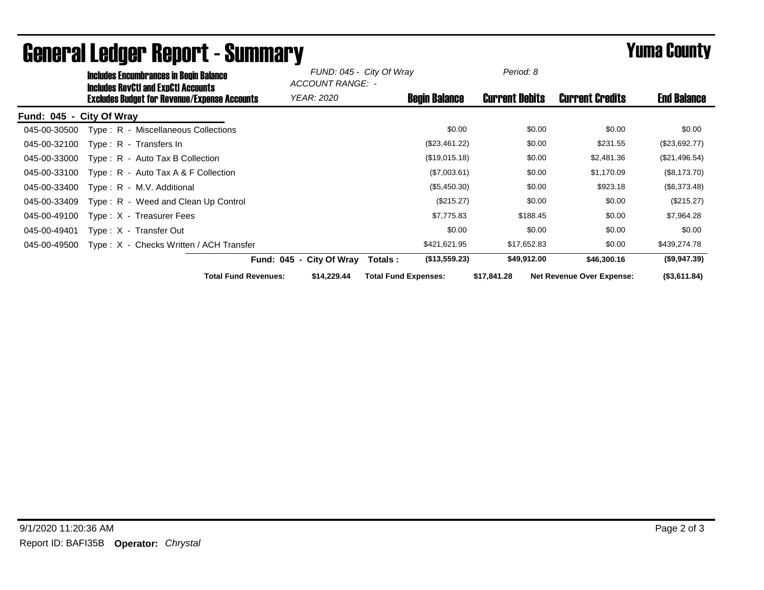# General Ledger Report - Summary

**Yuma County**

**Includes Encumbrances in Begin Balance**
**Includes RevCtl and ExpCtl Accounts**
**Excludes Budget for Revenue/Expense Accounts**

*FUND: 045 - City Of Wray*
*ACCOUNT RANGE: -*
*YEAR: 2020*
*Period: 8*

**Fund: 045 - City Of Wray**

| Account | Description | Begin Balance | Current Debits | Current Credits | End Balance |
|---|---|---|---|---|---|
| 045-00-30500 | Type : R - Miscellaneous Collections | $0.00 | $0.00 | $0.00 | $0.00 |
| 045-00-32100 | Type : R - Transfers In | ($23,461.22) | $0.00 | $231.55 | ($23,692.77) |
| 045-00-33000 | Type : R - Auto Tax B Collection | ($19,015.18) | $0.00 | $2,481.36 | ($21,496.54) |
| 045-00-33100 | Type : R - Auto Tax A & F Collection | ($7,003.61) | $0.00 | $1,170.09 | ($8,173.70) |
| 045-00-33400 | Type : R - M.V. Additional | ($5,450.30) | $0.00 | $923.18 | ($6,373.48) |
| 045-00-33409 | Type : R - Weed and Clean Up Control | ($215.27) | $0.00 | $0.00 | ($215.27) |
| 045-00-49100 | Type : X - Treasurer Fees | $7,775.83 | $188.45 | $0.00 | $7,964.28 |
| 045-00-49401 | Type : X - Transfer Out | $0.00 | $0.00 | $0.00 | $0.00 |
| 045-00-49500 | Type : X - Checks Written / ACH Transfer | $421,621.95 | $17,652.83 | $0.00 | $439,274.78 |
| | **Fund: 045 - City Of Wray Totals :** | **($13,559.23)** | **$49,912.00** | **$46,300.16** | **($9,947.39)** |

**Total Fund Revenues:** $14,229.44 **Total Fund Expenses:** $17,841.28 **Net Revenue Over Expense:** ($3,611.84)

9/1/2020 11:20:36 AM

Report ID: BAFI35B **Operator:** *Chrystal*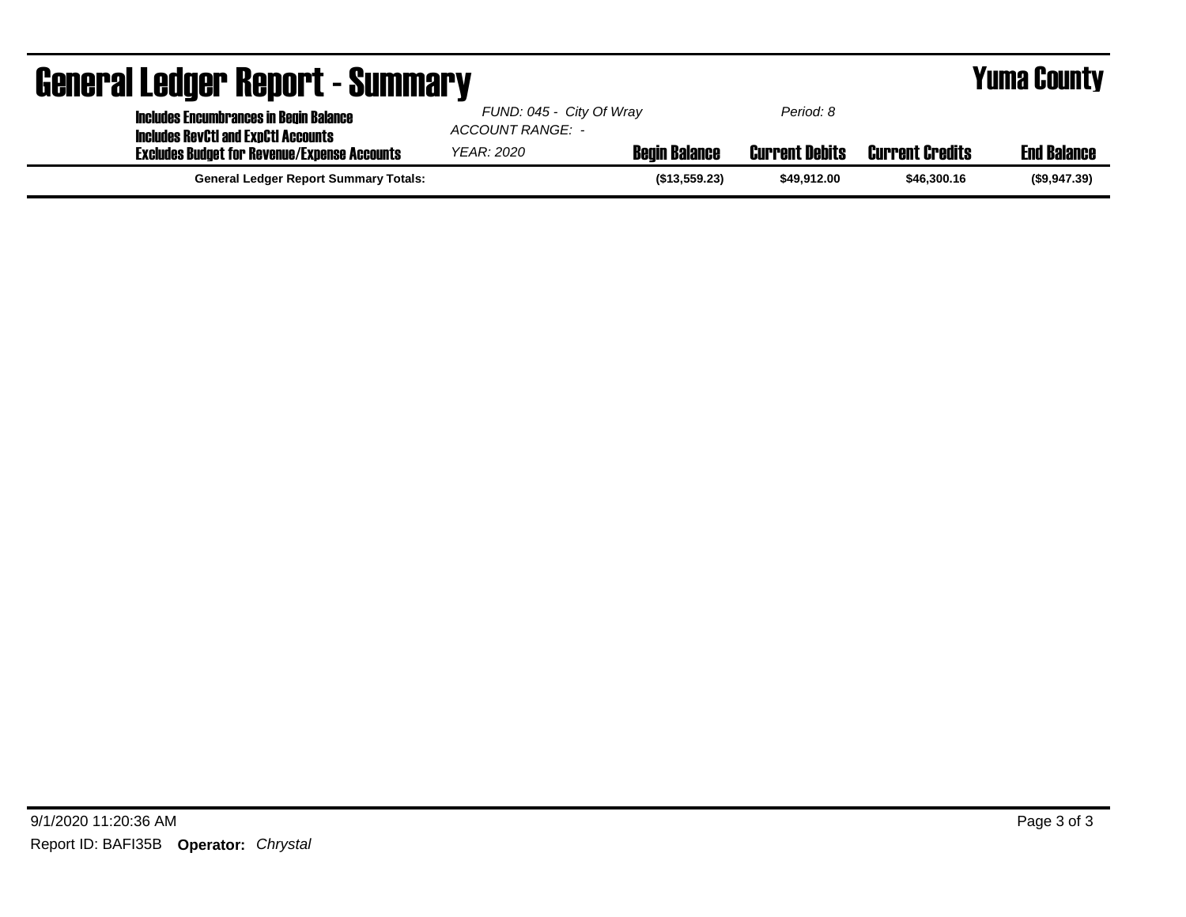# General Ledger Report - Summary

## Yuma County

**Includes Encumbrances in Begin Balance**
**Includes RevCtl and ExpCtl Accounts**
**Excludes Budget for Revenue/Expense Accounts**

*FUND: 045 - City Of Wray*
*ACCOUNT RANGE: -*
*YEAR: 2020*

*Period: 8*

| | Begin Balance | Current Debits | Current Credits | End Balance |
|---|---|---|---|---|
| **General Ledger Report Summary Totals:** | **($13,559.23)** | **$49,912.00** | **$46,300.16** | **($9,947.39)** |

9/1/2020 11:20:36 AM

Report ID: BAFI35B **Operator:** *Chrystal*